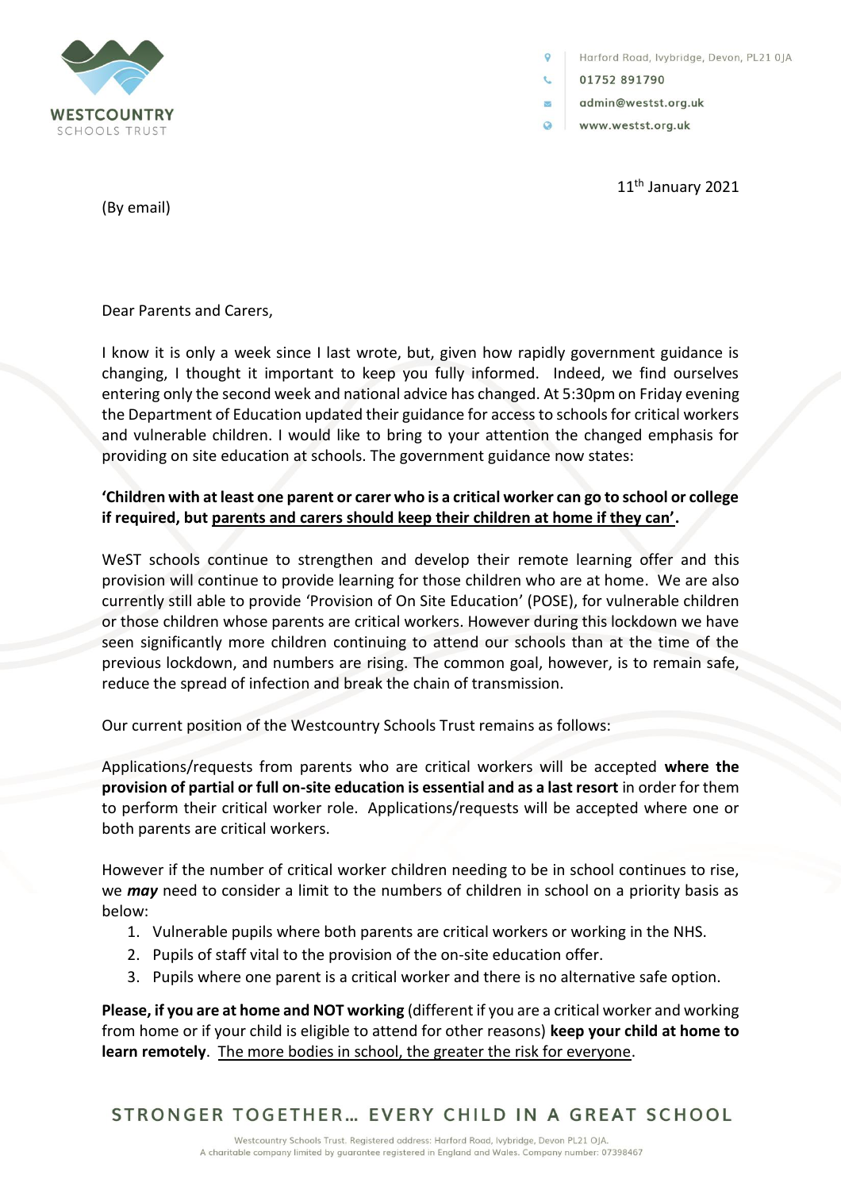WESTCOUNTRY
SCHOOLS TRUST

Harford Road, Ivybridge, Devon, PL21 0JA
01752 891790
admin@westst.org.uk
www.westst.org.uk

11th January 2021

(By email)

Dear Parents and Carers,

I know it is only a week since I last wrote, but, given how rapidly government guidance is changing, I thought it important to keep you fully informed. Indeed, we find ourselves entering only the second week and national advice has changed. At 5:30pm on Friday evening the Department of Education updated their guidance for access to schools for critical workers and vulnerable children. I would like to bring to your attention the changed emphasis for providing on site education at schools. The government guidance now states:

**'Children with at least one parent or carer who is a critical worker can go to school or college if required, but <u>parents and carers should keep their children at home if they can'</u>.**

WeST schools continue to strengthen and develop their remote learning offer and this provision will continue to provide learning for those children who are at home. We are also currently still able to provide 'Provision of On Site Education' (POSE), for vulnerable children or those children whose parents are critical workers. However during this lockdown we have seen significantly more children continuing to attend our schools than at the time of the previous lockdown, and numbers are rising. The common goal, however, is to remain safe, reduce the spread of infection and break the chain of transmission.

Our current position of the Westcountry Schools Trust remains as follows:

Applications/requests from parents who are critical workers will be accepted **where the provision of partial or full on-site education is essential and as a last resort** in order for them to perform their critical worker role. Applications/requests will be accepted where one or both parents are critical workers.

However if the number of critical worker children needing to be in school continues to rise, we ***may*** need to consider a limit to the numbers of children in school on a priority basis as below:

1. Vulnerable pupils where both parents are critical workers or working in the NHS.
2. Pupils of staff vital to the provision of the on-site education offer.
3. Pupils where one parent is a critical worker and there is no alternative safe option.

**Please, if you are at home and NOT working** (different if you are a critical worker and working from home or if your child is eligible to attend for other reasons) **keep your child at home to learn remotely**. <u>The more bodies in school, the greater the risk for everyone</u>.

STRONGER TOGETHER… EVERY CHILD IN A GREAT SCHOOL

Westcountry Schools Trust. Registered address: Harford Road, Ivybridge, Devon PL21 0JA.
A charitable company limited by guarantee registered in England and Wales. Company number: 07398467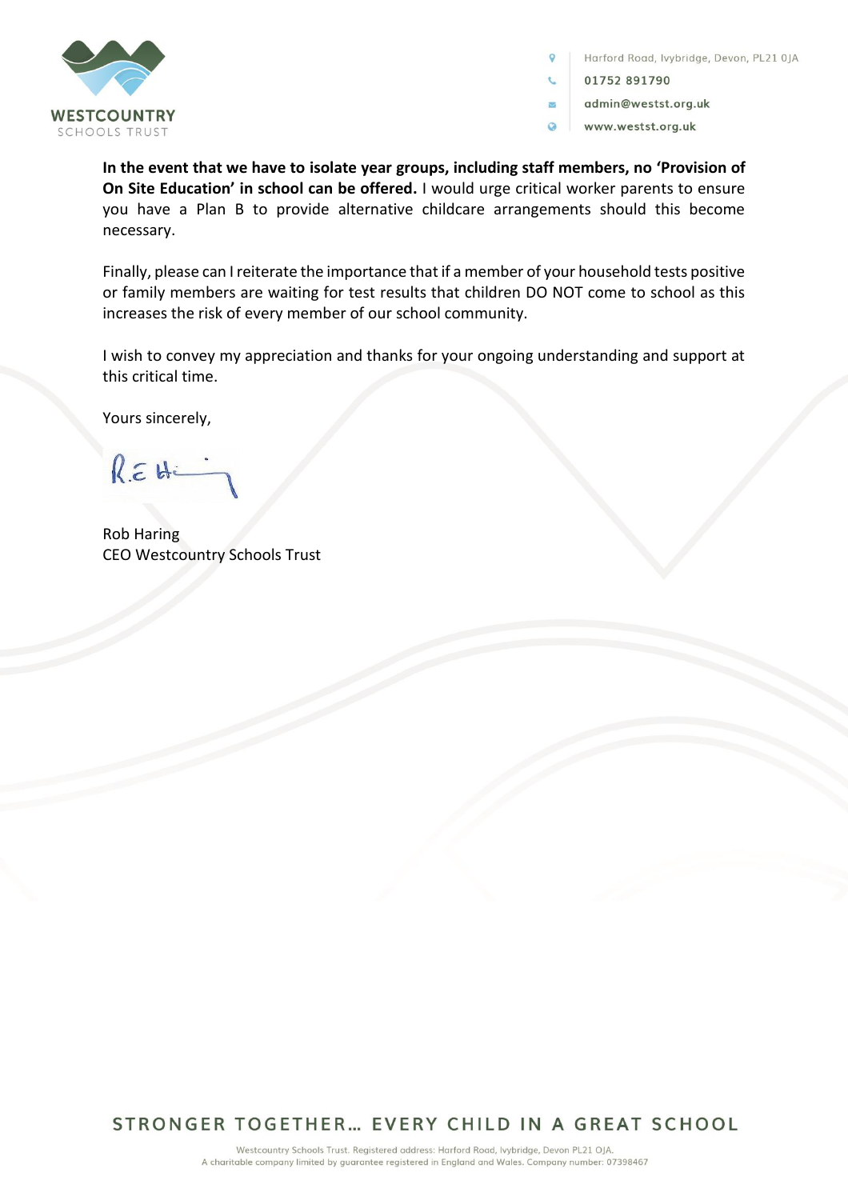**In the event that we have to isolate year groups, including staff members, no 'Provision of On Site Education' in school can be offered.** I would urge critical worker parents to ensure you have a Plan B to provide alternative childcare arrangements should this become necessary.

Finally, please can I reiterate the importance that if a member of your household tests positive or family members are waiting for test results that children DO NOT come to school as this increases the risk of every member of our school community.

I wish to convey my appreciation and thanks for your ongoing understanding and support at this critical time.

Yours sincerely,

Rob Haring
CEO Westcountry Schools Trust